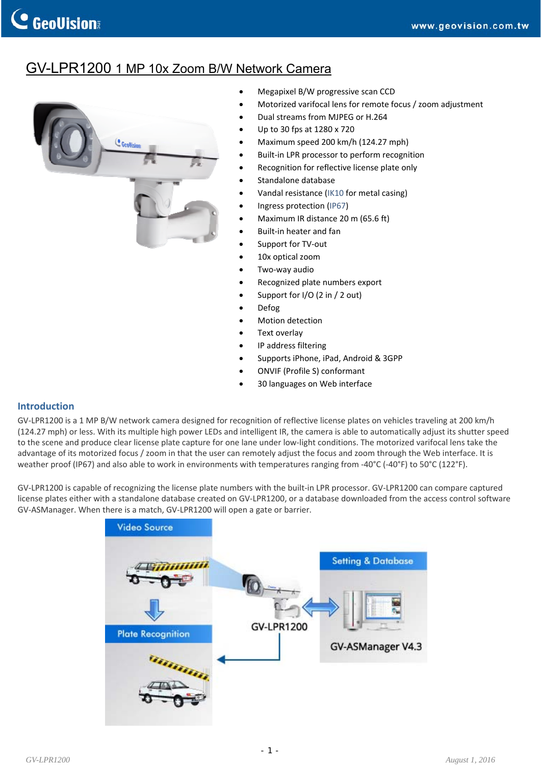# GV-LPR1200 1 MP 10x Zoom B/W Network Camera

- Megapixel B/W progressive scan CCD
- Motorized varifocal lens for remote focus / zoom adjustment
- Dual streams from MJPEG or H.264
- Up to 30 fps at 1280 x 720
- Maximum speed 200 km/h (124.27 mph)
- Built-in LPR processor to perform recognition
- Recognition for reflective license plate only
- Standalone database
- Vandal resistance (IK10 for metal casing)
- Ingress protection (IP67)
- Maximum IR distance 20 m (65.6 ft)
- Built-in heater and fan
- Support for TV-out
- 10x optical zoom
- Two-way audio
- Recognized plate numbers export
- Support for I/O (2 in / 2 out)
- Defog
- Motion detection
- Text overlay
- IP address filtering
- Supports iPhone, iPad, Android & 3GPP
- ONVIF (Profile S) conformant
- 30 languages on Web interface

## Introduction

GV-LPR1200 is a 1 MP B/W network camera designed for recognition of reflective license plates on vehicles traveling at 200 km/h (124.27 mph) or less. With its multiple high power LEDs and intelligent IR, the camera is able to automatically adjust its shutter speed to the scene and produce clear license plate capture for one lane under low-light conditions. The motorized varifocal lens take the advantage of its motorized focus / zoom in that the user can remotely adjust the focus and zoom through the Web interface. It is weather proof (IP67) and also able to work in environments with temperatures ranging from -40°C (-40°F) to 50°C (122°F).

GV-LPR1200 is capable of recognizing the license plate numbers with the built-in LPR processor. GV-LPR1200 can compare captured license plates either with a standalone database created on GV-LPR1200, or a database downloaded from the access control software GV-ASManager. When there is a match, GV-LPR1200 will open a gate or barrier.

Video Source — Plate Recognition — GV-LPR1200 — Setting & Database — GV-ASManager V4.3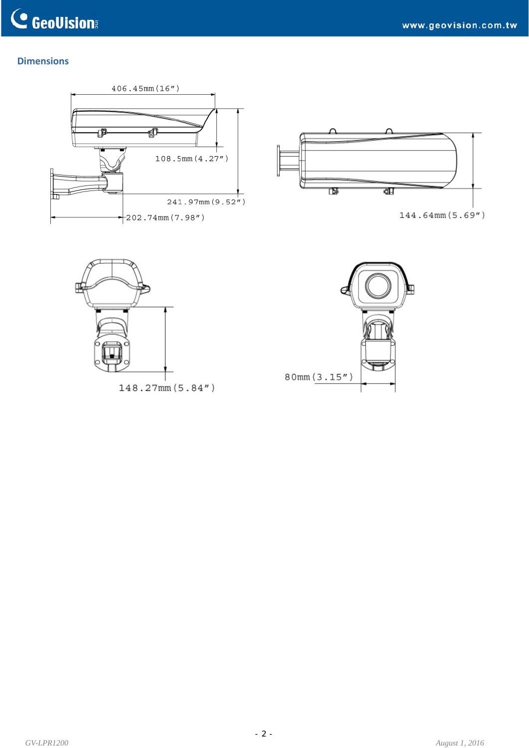## Dimensions

406.45mm (16")

108.5mm (4.27")

241.97mm (9.52")

202.74mm (7.98")

144.64mm (5.69")

148.27mm (5.84")

80mm (3.15")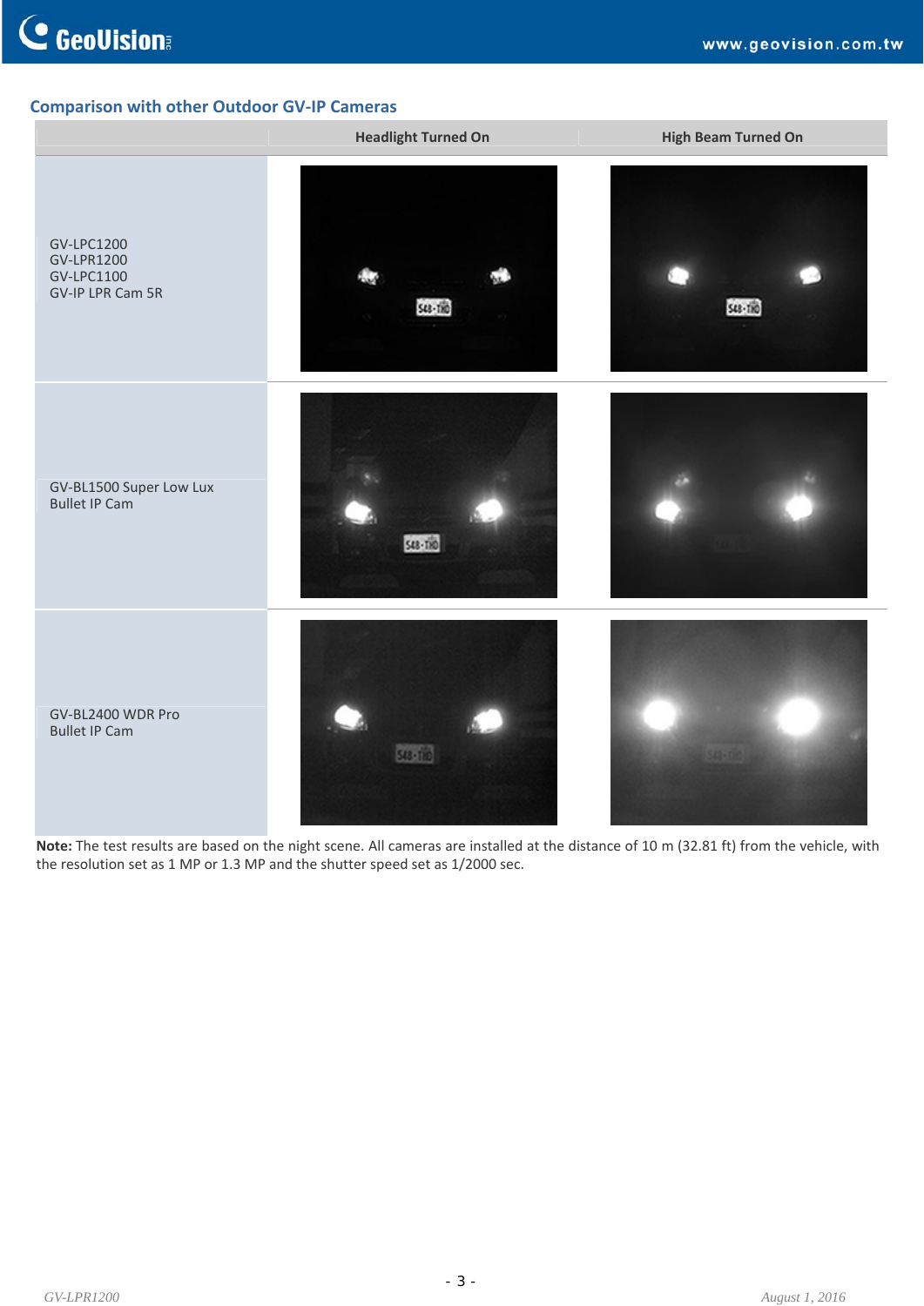## Comparison with other Outdoor GV-IP Cameras

| | Headlight Turned On | High Beam Turned On |
|---|---|---|
| GV-LPC1200<br>GV-LPR1200<br>GV-LPC1100<br>GV-IP LPR Cam 5R | | |
| GV-BL1500 Super Low Lux Bullet IP Cam | | |
| GV-BL2400 WDR Pro Bullet IP Cam | | |

**Note:** The test results are based on the night scene. All cameras are installed at the distance of 10 m (32.81 ft) from the vehicle, with the resolution set as 1 MP or 1.3 MP and the shutter speed set as 1/2000 sec.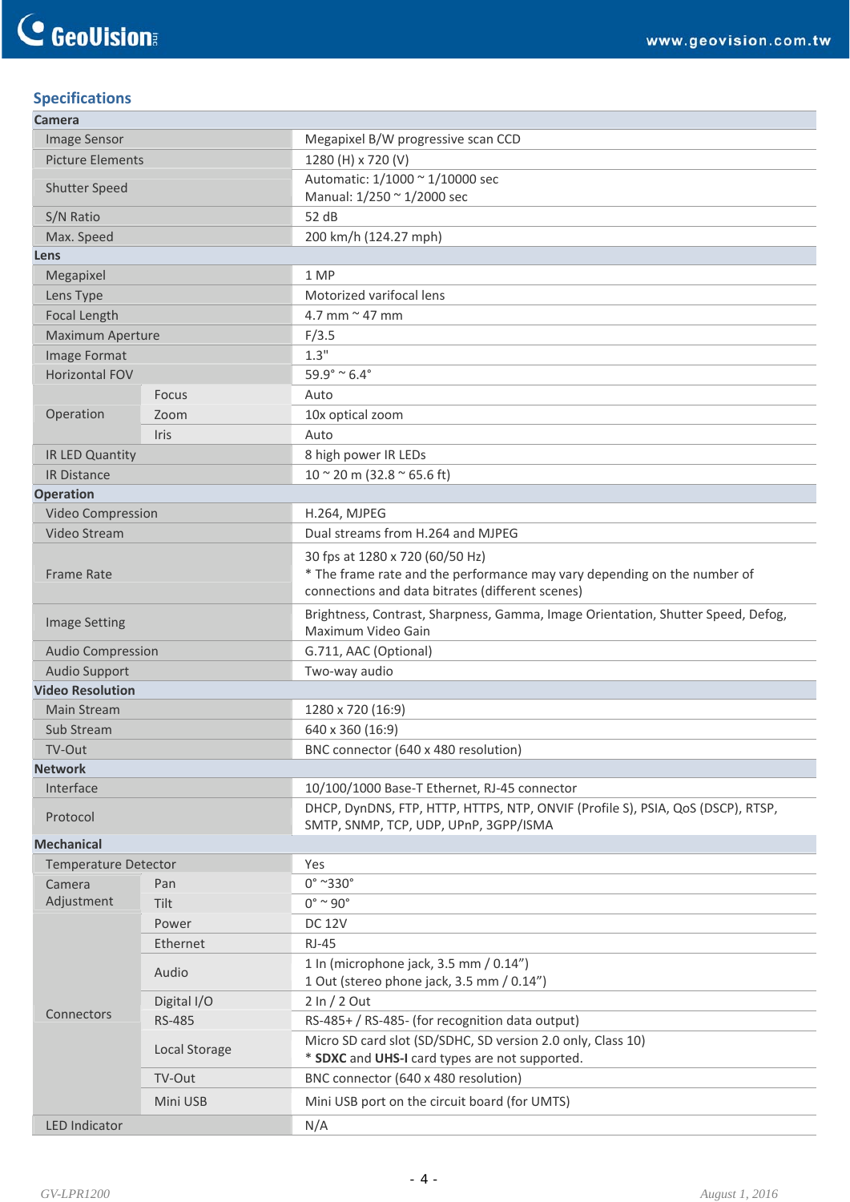## Specifications

| | | |
|---|---|---|
| **Camera** | | |
| Image Sensor | | Megapixel B/W progressive scan CCD |
| Picture Elements | | 1280 (H) x 720 (V) |
| Shutter Speed | | Automatic: 1/1000 ~ 1/10000 sec<br>Manual: 1/250 ~ 1/2000 sec |
| S/N Ratio | | 52 dB |
| Max. Speed | | 200 km/h (124.27 mph) |
| **Lens** | | |
| Megapixel | | 1 MP |
| Lens Type | | Motorized varifocal lens |
| Focal Length | | 4.7 mm ~ 47 mm |
| Maximum Aperture | | F/3.5 |
| Image Format | | 1.3" |
| Horizontal FOV | | 59.9° ~ 6.4° |
| Operation | Focus | Auto |
| | Zoom | 10x optical zoom |
| | Iris | Auto |
| IR LED Quantity | | 8 high power IR LEDs |
| IR Distance | | 10 ~ 20 m (32.8 ~ 65.6 ft) |
| **Operation** | | |
| Video Compression | | H.264, MJPEG |
| Video Stream | | Dual streams from H.264 and MJPEG |
| Frame Rate | | 30 fps at 1280 x 720 (60/50 Hz)<br>* The frame rate and the performance may vary depending on the number of connections and data bitrates (different scenes) |
| Image Setting | | Brightness, Contrast, Sharpness, Gamma, Image Orientation, Shutter Speed, Defog, Maximum Video Gain |
| Audio Compression | | G.711, AAC (Optional) |
| Audio Support | | Two-way audio |
| **Video Resolution** | | |
| Main Stream | | 1280 x 720 (16:9) |
| Sub Stream | | 640 x 360 (16:9) |
| TV-Out | | BNC connector (640 x 480 resolution) |
| **Network** | | |
| Interface | | 10/100/1000 Base-T Ethernet, RJ-45 connector |
| Protocol | | DHCP, DynDNS, FTP, HTTP, HTTPS, NTP, ONVIF (Profile S), PSIA, QoS (DSCP), RTSP, SMTP, SNMP, TCP, UDP, UPnP, 3GPP/ISMA |
| **Mechanical** | | |
| Temperature Detector | | Yes |
| Camera Adjustment | Pan | 0° ~330° |
| | Tilt | 0° ~ 90° |
| Connectors | Power | DC 12V |
| | Ethernet | RJ-45 |
| | Audio | 1 In (microphone jack, 3.5 mm / 0.14")<br>1 Out (stereo phone jack, 3.5 mm / 0.14") |
| | Digital I/O | 2 In / 2 Out |
| | RS-485 | RS-485+ / RS-485- (for recognition data output) |
| | Local Storage | Micro SD card slot (SD/SDHC, SD version 2.0 only, Class 10)<br>* **SDXC** and **UHS-I** card types are not supported. |
| | TV-Out | BNC connector (640 x 480 resolution) |
| | Mini USB | Mini USB port on the circuit board (for UMTS) |
| LED Indicator | | N/A |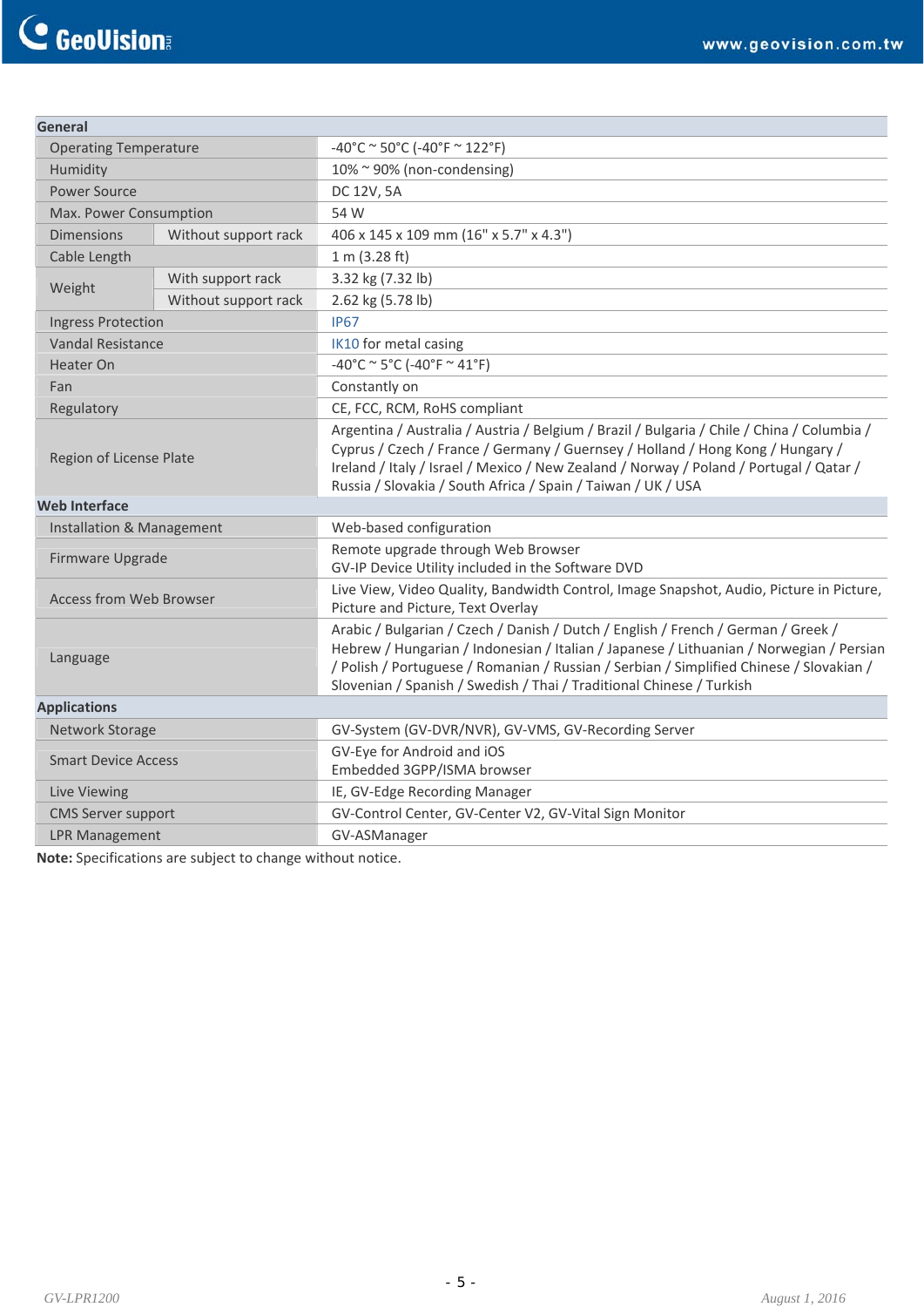| General | | |
|---|---|---|
| Operating Temperature | | -40°C ~ 50°C (-40°F ~ 122°F) |
| Humidity | | 10% ~ 90% (non-condensing) |
| Power Source | | DC 12V, 5A |
| Max. Power Consumption | | 54 W |
| Dimensions | Without support rack | 406 x 145 x 109 mm (16" x 5.7" x 4.3") |
| Cable Length | | 1 m (3.28 ft) |
| Weight | With support rack | 3.32 kg (7.32 lb) |
| | Without support rack | 2.62 kg (5.78 lb) |
| Ingress Protection | | IP67 |
| Vandal Resistance | | IK10 for metal casing |
| Heater On | | -40°C ~ 5°C (-40°F ~ 41°F) |
| Fan | | Constantly on |
| Regulatory | | CE, FCC, RCM, RoHS compliant |
| Region of License Plate | | Argentina / Australia / Austria / Belgium / Brazil / Bulgaria / Chile / China / Columbia / Cyprus / Czech / France / Germany / Guernsey / Holland / Hong Kong / Hungary / Ireland / Italy / Israel / Mexico / New Zealand / Norway / Poland / Portugal / Qatar / Russia / Slovakia / South Africa / Spain / Taiwan / UK / USA |
| **Web Interface** | | |
| Installation & Management | | Web-based configuration |
| Firmware Upgrade | | Remote upgrade through Web Browser<br>GV-IP Device Utility included in the Software DVD |
| Access from Web Browser | | Live View, Video Quality, Bandwidth Control, Image Snapshot, Audio, Picture in Picture, Picture and Picture, Text Overlay |
| Language | | Arabic / Bulgarian / Czech / Danish / Dutch / English / French / German / Greek / Hebrew / Hungarian / Indonesian / Italian / Japanese / Lithuanian / Norwegian / Persian / Polish / Portuguese / Romanian / Russian / Serbian / Simplified Chinese / Slovakian / Slovenian / Spanish / Swedish / Thai / Traditional Chinese / Turkish |
| **Applications** | | |
| Network Storage | | GV-System (GV-DVR/NVR), GV-VMS, GV-Recording Server |
| Smart Device Access | | GV-Eye for Android and iOS<br>Embedded 3GPP/ISMA browser |
| Live Viewing | | IE, GV-Edge Recording Manager |
| CMS Server support | | GV-Control Center, GV-Center V2, GV-Vital Sign Monitor |
| LPR Management | | GV-ASManager |

**Note:** Specifications are subject to change without notice.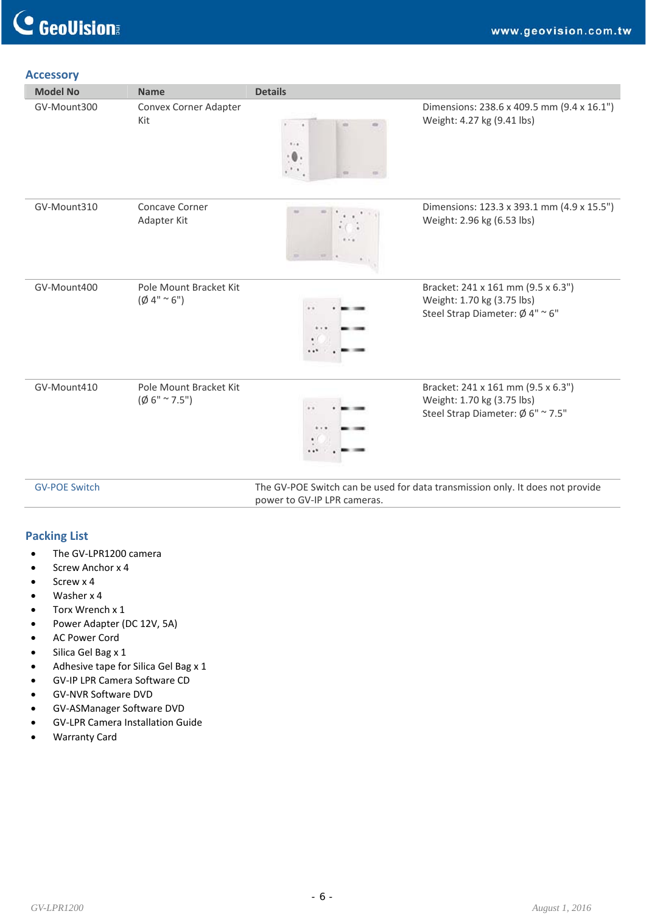## Accessory

| Model No | Name | Details |
|---|---|---|
| GV-Mount300 | Convex Corner Adapter Kit | Dimensions: 238.6 x 409.5 mm (9.4 x 16.1")<br>Weight: 4.27 kg (9.41 lbs) |
| GV-Mount310 | Concave Corner Adapter Kit | Dimensions: 123.3 x 393.1 mm (4.9 x 15.5")<br>Weight: 2.96 kg (6.53 lbs) |
| GV-Mount400 | Pole Mount Bracket Kit (Ø 4" ~ 6") | Bracket: 241 x 161 mm (9.5 x 6.3")<br>Weight: 1.70 kg (3.75 lbs)<br>Steel Strap Diameter: Ø 4" ~ 6" |
| GV-Mount410 | Pole Mount Bracket Kit (Ø 6" ~ 7.5") | Bracket: 241 x 161 mm (9.5 x 6.3")<br>Weight: 1.70 kg (3.75 lbs)<br>Steel Strap Diameter: Ø 6" ~ 7.5" |
| GV-POE Switch | | The GV-POE Switch can be used for data transmission only. It does not provide power to GV-IP LPR cameras. |

## Packing List

- The GV-LPR1200 camera
- Screw Anchor x 4
- Screw x 4
- Washer x 4
- Torx Wrench x 1
- Power Adapter (DC 12V, 5A)
- AC Power Cord
- Silica Gel Bag x 1
- Adhesive tape for Silica Gel Bag x 1
- GV-IP LPR Camera Software CD
- GV-NVR Software DVD
- GV-ASManager Software DVD
- GV-LPR Camera Installation Guide
- Warranty Card